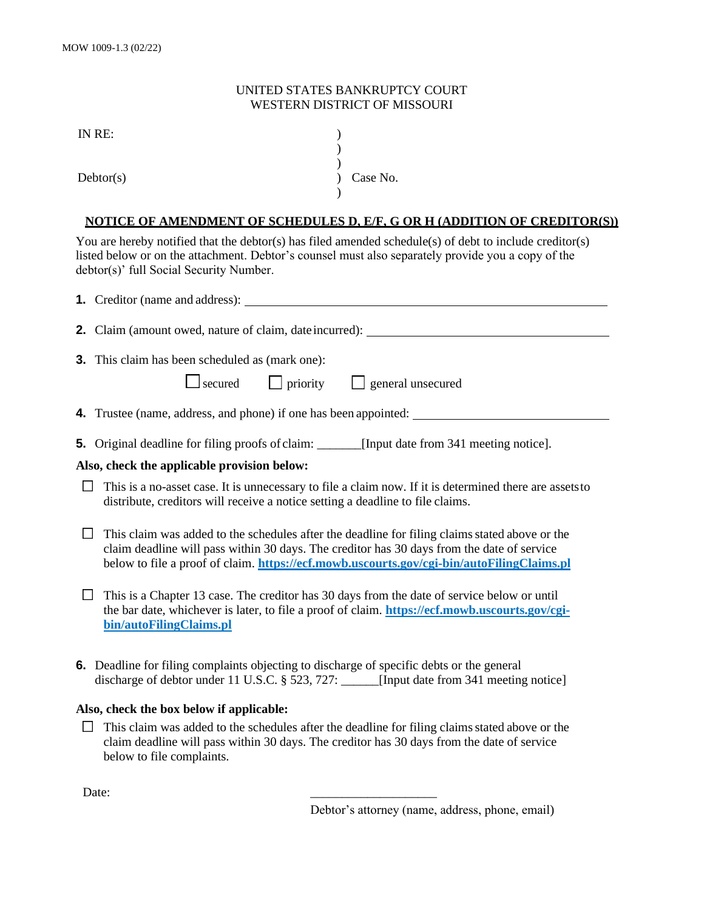MOW 1009-1.3 (02/22)

UNITED STATES BANKRUPTCY COURT
WESTERN DISTRICT OF MISSOURI

IN RE: )
)
)
Debtor(s) ) Case No.
)

**NOTICE OF AMENDMENT OF SCHEDULES D, E/F, G OR H (ADDITION OF CREDITOR(S))**

You are hereby notified that the debtor(s) has filed amended schedule(s) of debt to include creditor(s) listed below or on the attachment. Debtor's counsel must also separately provide you a copy of the debtor(s)' full Social Security Number.

**1.** Creditor (name and address): ______________________________________________

**2.** Claim (amount owed, nature of claim, date incurred): ______________________________

**3.** This claim has been scheduled as (mark one):

☐ secured ☐ priority ☐ general unsecured

**4.** Trustee (name, address, and phone) if one has been appointed: ____________________

**5.** Original deadline for filing proofs of claim: _______[Input date from 341 meeting notice].

**Also, check the applicable provision below:**

☐ This is a no-asset case. It is unnecessary to file a claim now. If it is determined there are assets to distribute, creditors will receive a notice setting a deadline to file claims.

☐ This claim was added to the schedules after the deadline for filing claims stated above or the claim deadline will pass within 30 days. The creditor has 30 days from the date of service below to file a proof of claim. **https://ecf.mowb.uscourts.gov/cgi-bin/autoFilingClaims.pl**

☐ This is a Chapter 13 case. The creditor has 30 days from the date of service below or until the bar date, whichever is later, to file a proof of claim. **https://ecf.mowb.uscourts.gov/cgi-bin/autoFilingClaims.pl**

**6.** Deadline for filing complaints objecting to discharge of specific debts or the general discharge of debtor under 11 U.S.C. § 523, 727: ______[Input date from 341 meeting notice]

**Also, check the box below if applicable:**

☐ This claim was added to the schedules after the deadline for filing claims stated above or the claim deadline will pass within 30 days. The creditor has 30 days from the date of service below to file complaints.

Date: ____________________

Debtor's attorney (name, address, phone, email)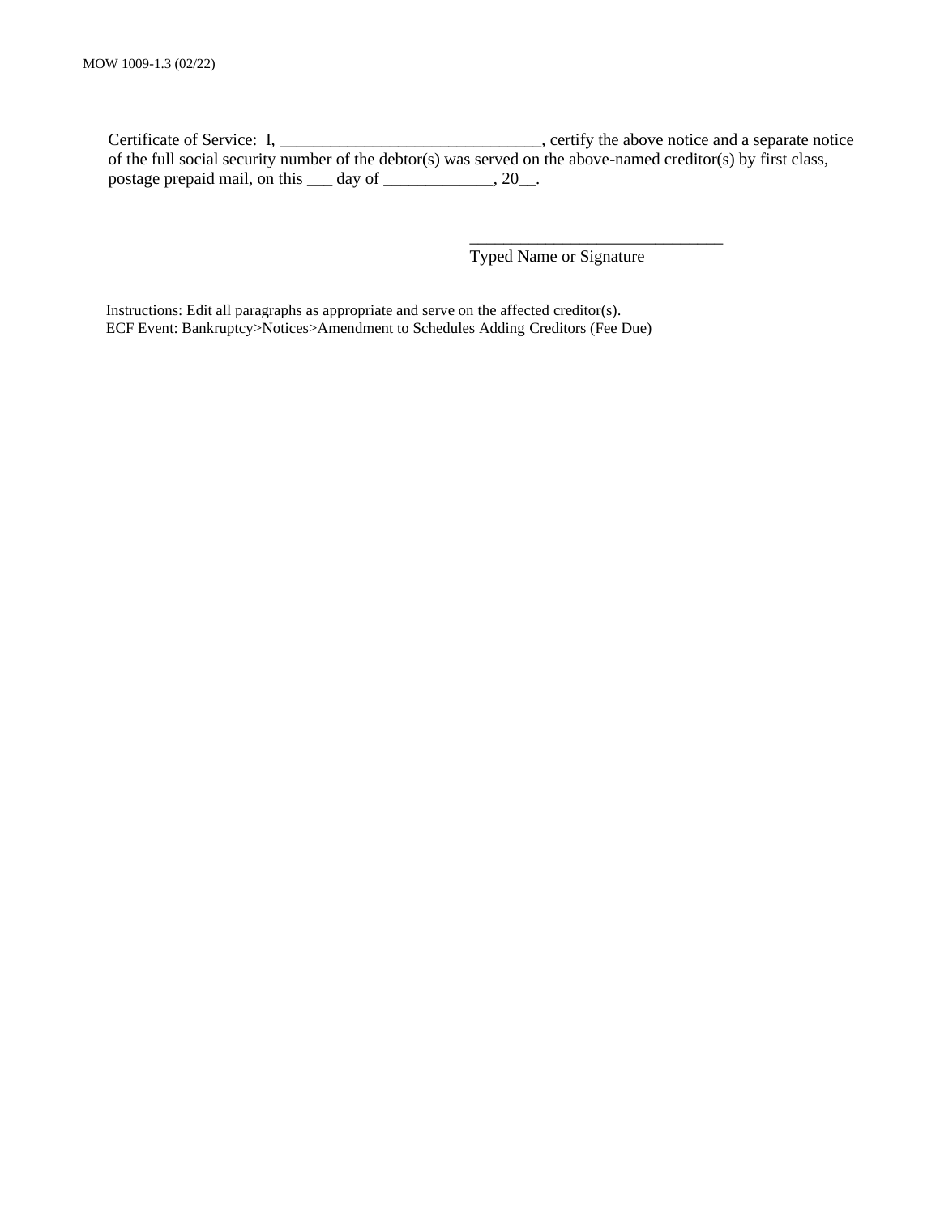Certificate of Service: I, ______________________________, certify the above notice and a separate notice of the full social security number of the debtor(s) was served on the above-named creditor(s) by first class, postage prepaid mail, on this ___ day of _____________, 20__.

______________________________
Typed Name or Signature

Instructions: Edit all paragraphs as appropriate and serve on the affected creditor(s).
ECF Event: Bankruptcy>Notices>Amendment to Schedules Adding Creditors (Fee Due)